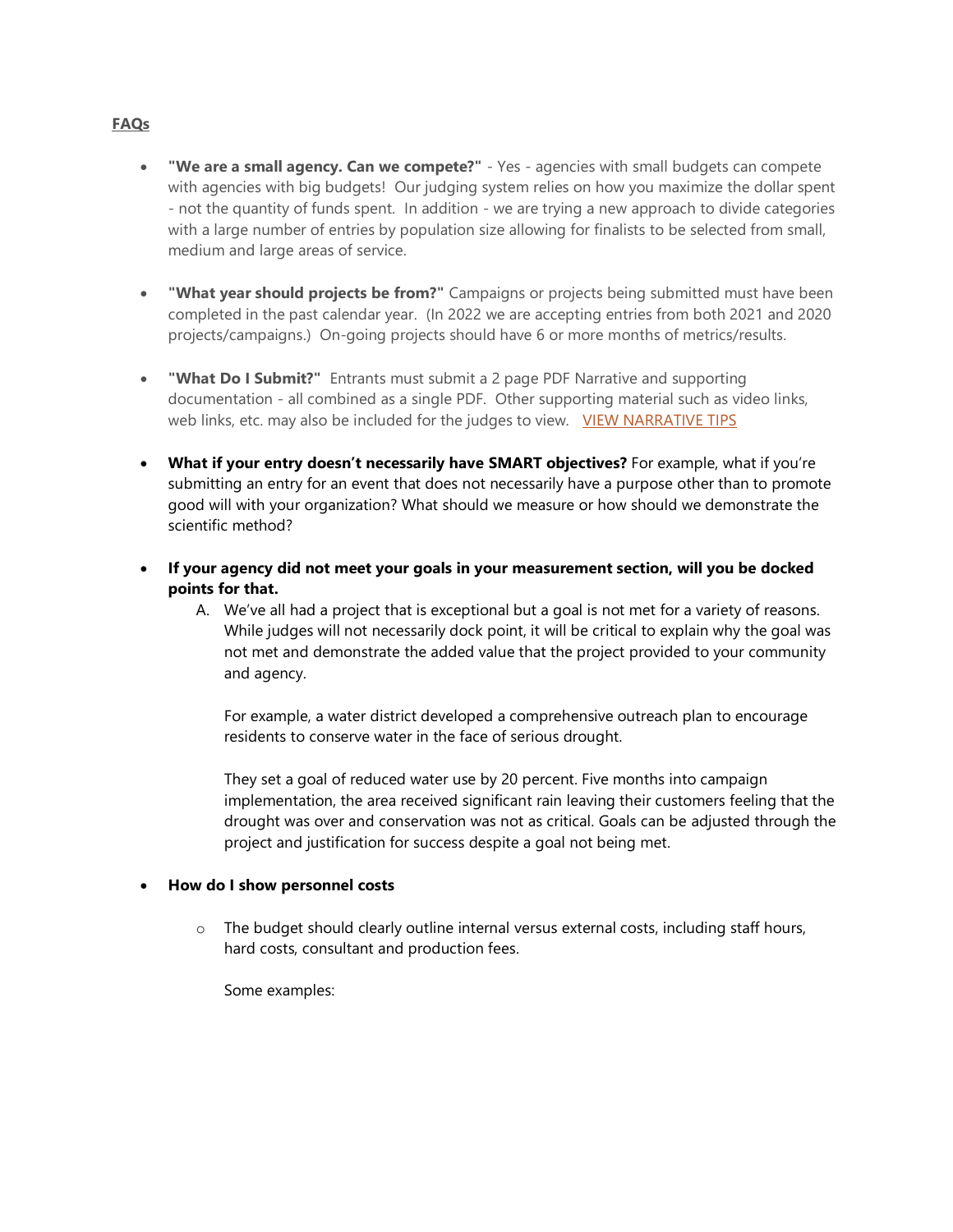**FAQs**

- **"We are a small agency. Can we compete?"** - Yes - agencies with small budgets can compete with agencies with big budgets! Our judging system relies on how you maximize the dollar spent - not the quantity of funds spent. In addition - we are trying a new approach to divide categories with a large number of entries by population size allowing for finalists to be selected from small, medium and large areas of service.

- **"What year should projects be from?"** Campaigns or projects being submitted must have been completed in the past calendar year. (In 2022 we are accepting entries from both 2021 and 2020 projects/campaigns.) On-going projects should have 6 or more months of metrics/results.

- **"What Do I Submit?"** Entrants must submit a 2 page PDF Narrative and supporting documentation - all combined as a single PDF. Other supporting material such as video links, web links, etc. may also be included for the judges to view. VIEW NARRATIVE TIPS

- **What if your entry doesn't necessarily have SMART objectives?** For example, what if you're submitting an entry for an event that does not necessarily have a purpose other than to promote good will with your organization? What should we measure or how should we demonstrate the scientific method?

- **If your agency did not meet your goals in your measurement section, will you be docked points for that.**

  A. We've all had a project that is exceptional but a goal is not met for a variety of reasons. While judges will not necessarily dock point, it will be critical to explain why the goal was not met and demonstrate the added value that the project provided to your community and agency.

     For example, a water district developed a comprehensive outreach plan to encourage residents to conserve water in the face of serious drought.

     They set a goal of reduced water use by 20 percent. Five months into campaign implementation, the area received significant rain leaving their customers feeling that the drought was over and conservation was not as critical. Goals can be adjusted through the project and justification for success despite a goal not being met.

- **How do I show personnel costs**

  - The budget should clearly outline internal versus external costs, including staff hours, hard costs, consultant and production fees.

    Some examples: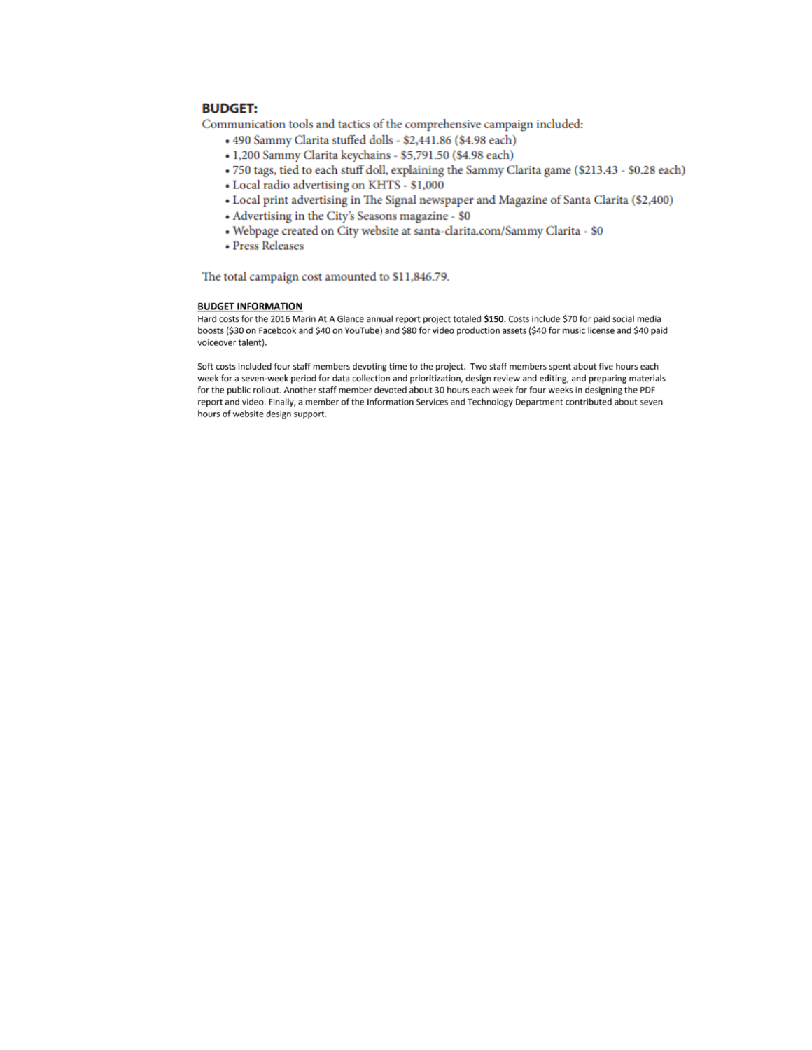## BUDGET:

Communication tools and tactics of the comprehensive campaign included:

- 490 Sammy Clarita stuffed dolls - $2,441.86 ($4.98 each)
- 1,200 Sammy Clarita keychains - $5,791.50 ($4.98 each)
- 750 tags, tied to each stuff doll, explaining the Sammy Clarita game ($213.43 - $0.28 each)
- Local radio advertising on KHTS - $1,000
- Local print advertising in The Signal newspaper and Magazine of Santa Clarita ($2,400)
- Advertising in the City's Seasons magazine - $0
- Webpage created on City website at santa-clarita.com/Sammy Clarita - $0
- Press Releases

The total campaign cost amounted to $11,846.79.

**BUDGET INFORMATION**

Hard costs for the 2016 Marin At A Glance annual report project totaled **$150**. Costs include $70 for paid social media boosts ($30 on Facebook and $40 on YouTube) and $80 for video production assets ($40 for music license and $40 paid voiceover talent).

Soft costs included four staff members devoting time to the project. Two staff members spent about five hours each week for a seven-week period for data collection and prioritization, design review and editing, and preparing materials for the public rollout. Another staff member devoted about 30 hours each week for four weeks in designing the PDF report and video. Finally, a member of the Information Services and Technology Department contributed about seven hours of website design support.